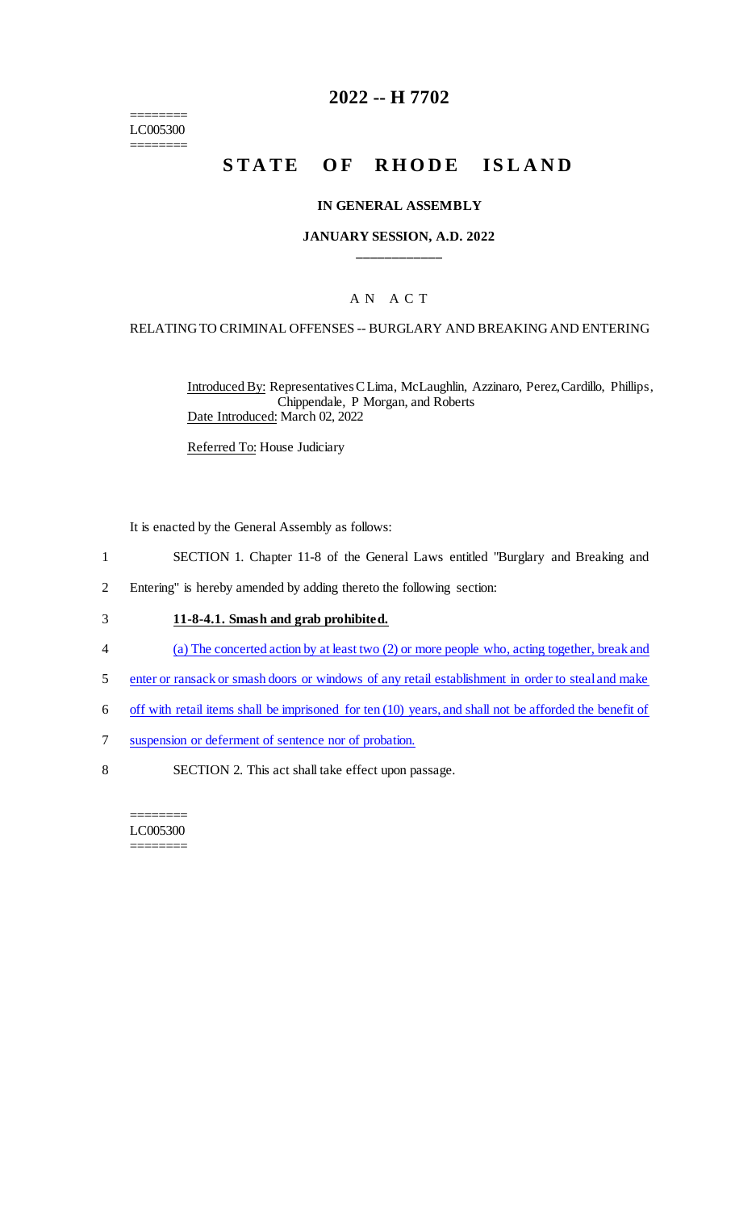# 2022 -- H 7702

========
LC005300
========

# STATE OF RHODE ISLAND

## IN GENERAL ASSEMBLY

## JANUARY SESSION, A.D. 2022

____________

## A N   A C T

RELATING TO CRIMINAL OFFENSES -- BURGLARY AND BREAKING AND ENTERING

Introduced By: Representatives C Lima, McLaughlin, Azzinaro, Perez, Cardillo, Phillips, Chippendale, P Morgan, and Roberts

Date Introduced: March 02, 2022

Referred To: House Judiciary

It is enacted by the General Assembly as follows:

1 SECTION 1. Chapter 11-8 of the General Laws entitled "Burglary and Breaking and
2 Entering" is hereby amended by adding thereto the following section:

3 **11-8-4.1. Smash and grab prohibited.**

4 (a) The concerted action by at least two (2) or more people who, acting together, break and
5 enter or ransack or smash doors or windows of any retail establishment in order to steal and make
6 off with retail items shall be imprisoned for ten (10) years, and shall not be afforded the benefit of
7 suspension or deferment of sentence nor of probation.

8 SECTION 2. This act shall take effect upon passage.

========
LC005300
========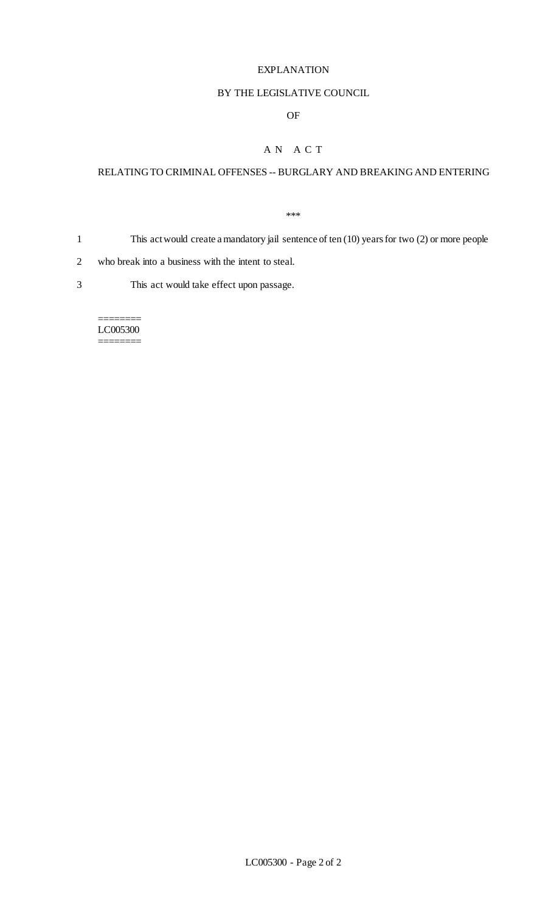EXPLANATION

BY THE LEGISLATIVE COUNCIL

OF

A N A C T

RELATING TO CRIMINAL OFFENSES -- BURGLARY AND BREAKING AND ENTERING

\*\*\*

1 This act would create a mandatory jail sentence of ten (10) years for two (2) or more people

2 who break into a business with the intent to steal.

3 This act would take effect upon passage.

========
LC005300
========